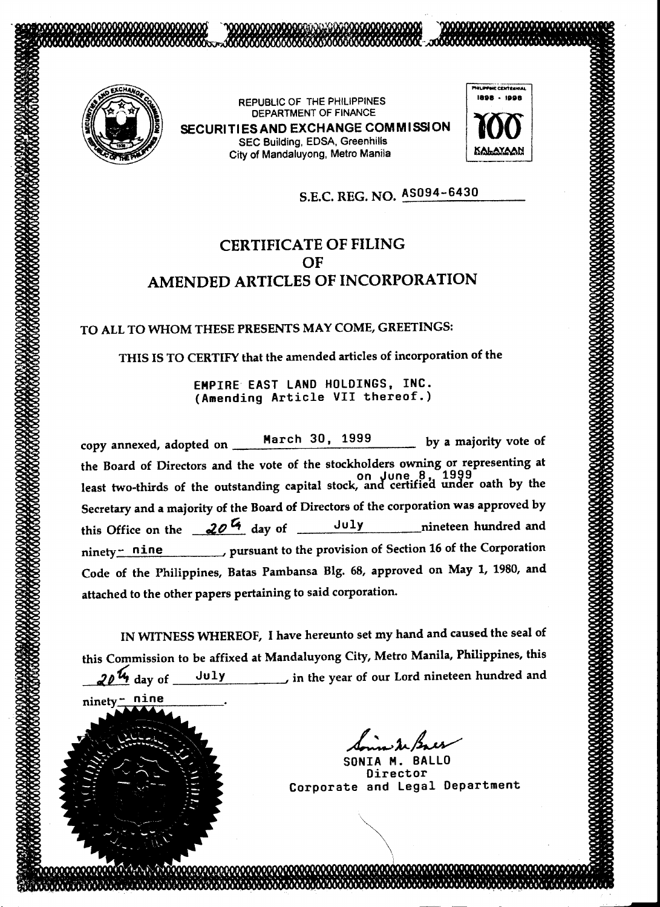REPUBLIC OF THE PHILIPPINES
DEPARTMENT OF FINANCE
**SECURITIES AND EXCHANGE COMMISSION**
SEC Building, EDSA, Greenhills
City of Mandaluyong, Metro Manila

PHILIPPINE CENTENNIAL
1898 - 1998
100
KALAYAAN

S.E.C. REG. NO. AS094-6430

# CERTIFICATE OF FILING OF AMENDED ARTICLES OF INCORPORATION

TO ALL TO WHOM THESE PRESENTS MAY COME, GREETINGS:

THIS IS TO CERTIFY that the amended articles of incorporation of the

EMPIRE EAST LAND HOLDINGS, INC.
(Amending Article VII thereof.)

copy annexed, adopted on March 30, 1999 by a majority vote of the Board of Directors and the vote of the stockholders owning or representing at least two-thirds of the outstanding capital stock, on June 8, 1999 and certified under oath by the Secretary and a majority of the Board of Directors of the corporation was approved by this Office on the 20th day of July nineteen hundred and ninety- nine, pursuant to the provision of Section 16 of the Corporation Code of the Philippines, Batas Pambansa Blg. 68, approved on May 1, 1980, and attached to the other papers pertaining to said corporation.

IN WITNESS WHEREOF, I have hereunto set my hand and caused the seal of this Commission to be affixed at Mandaluyong City, Metro Manila, Philippines, this 20th day of July, in the year of our Lord nineteen hundred and ninety- nine.

SONIA M. BALLO
Director
Corporate and Legal Department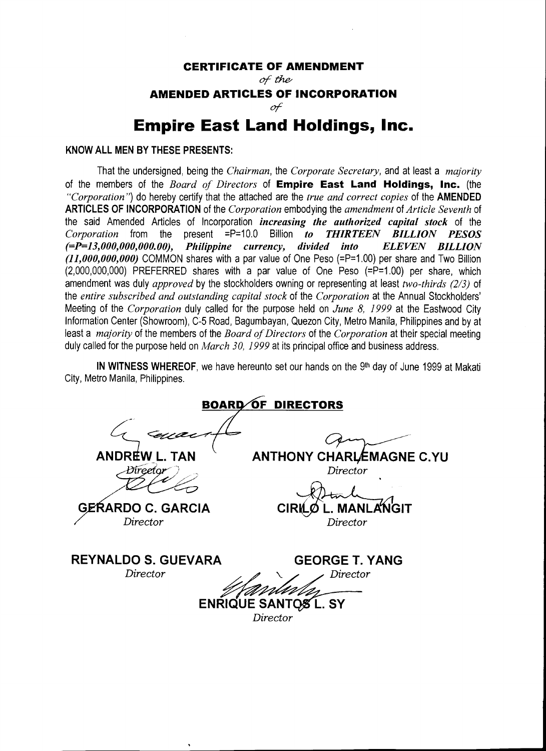# CERTIFICATE OF AMENDMENT

*of the*

## AMENDED ARTICLES OF INCORPORATION

*of*

# Empire East Land Holdings, Inc.

**KNOW ALL MEN BY THESE PRESENTS:**

That the undersigned, being the *Chairman*, the *Corporate Secretary*, and at least a *majority* of the members of the *Board of Directors* of **Empire East Land Holdings, Inc.** (the *"Corporation"*) do hereby certify that the attached are the *true and correct copies* of the **AMENDED ARTICLES OF INCORPORATION** of the *Corporation* embodying the *amendment* of *Article Seventh* of the said Amended Articles of Incorporation ***increasing the authorized capital stock*** of the *Corporation* from the present =P=10.0 Billion ***to THIRTEEN BILLION PESOS (=P=13,000,000,000.00), Philippine currency, divided into ELEVEN BILLION (11,000,000,000)*** COMMON shares with a par value of One Peso (=P=1.00) per share and Two Billion (2,000,000,000) PREFERRED shares with a par value of One Peso (=P=1.00) per share, which amendment was duly *approved* by the stockholders owning or representing at least *two-thirds (2/3)* of the *entire subscribed and outstanding capital stock* of the *Corporation* at the Annual Stockholders' Meeting of the *Corporation* duly called for the purpose held on *June 8, 1999* at the Eastwood City Information Center (Showroom), C-5 Road, Bagumbayan, Quezon City, Metro Manila, Philippines and by at least a *majority* of the members of the *Board of Directors* of the *Corporation* at their special meeting duly called for the purpose held on *March 30, 1999* at its principal office and business address.

**IN WITNESS WHEREOF**, we have hereunto set our hands on the 9th day of June 1999 at Makati City, Metro Manila, Philippines.

**BOARD OF DIRECTORS**

**ANDREW L. TAN**
*Director*

**ANTHONY CHARLEMAGNE C.YU**
*Director*

**GERARDO C. GARCIA**
*Director*

**CIRILO L. MANLANGIT**
*Director*

**REYNALDO S. GUEVARA**
*Director*

**GEORGE T. YANG**
*Director*

**ENRIQUE SANTOS L. SY**
*Director*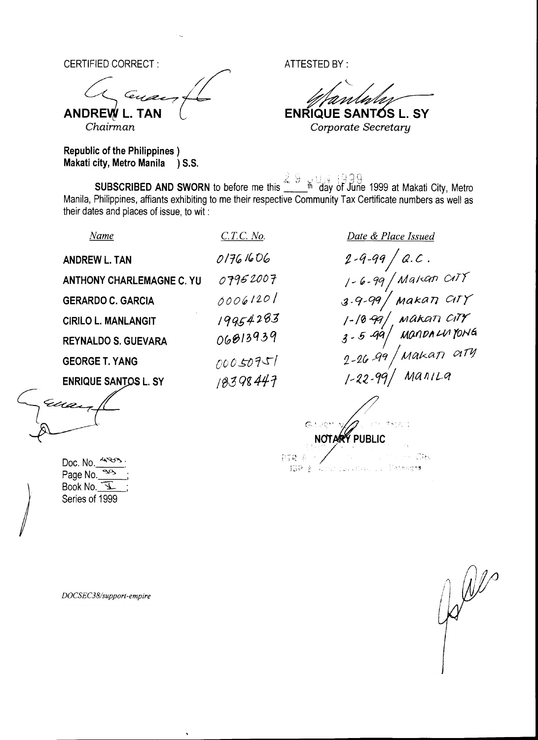CERTIFIED CORRECT :

**ANDREW L. TAN**
*Chairman*

ATTESTED BY :

**ENRIQUE SANTOS L. SY**
*Corporate Secretary*

**Republic of the Philippines )**
**Makati city, Metro Manila ) S.S.**

**SUBSCRIBED AND SWORN** to before me this 29th day of June 1999 at Makati City, Metro Manila, Philippines, affiants exhibiting to me their respective Community Tax Certificate numbers as well as their dates and places of issue, to wit :

| *Name* | *C.T.C. No.* | *Date & Place Issued* |
|---|---|---|
| **ANDREW L. TAN** | 01761606 | 2-9-99 / Q.C. |
| **ANTHONY CHARLEMAGNE C. YU** | 07952007 | 1-6-99 / Makati City |
| **GERARDO C. GARCIA** | 00061201 | 3-9-99 / Makati City |
| **CIRILO L. MANLANGIT** | 19954283 | 1-18-99 / Makati City |
| **REYNALDO S. GUEVARA** | 06813939 | 3-5-99 / Mandaluyong |
| **GEORGE T. YANG** | 00050751 | 2-26-99 / Makati City |
| **ENRIQUE SANTOS L. SY** | 18398447 | 1-22-99 / Manila |

**NOTARY PUBLIC**

Doc. No. 483 ;
Page No. 99 ;
Book No. I ;
Series of 1999

DOCSEC38/support-empire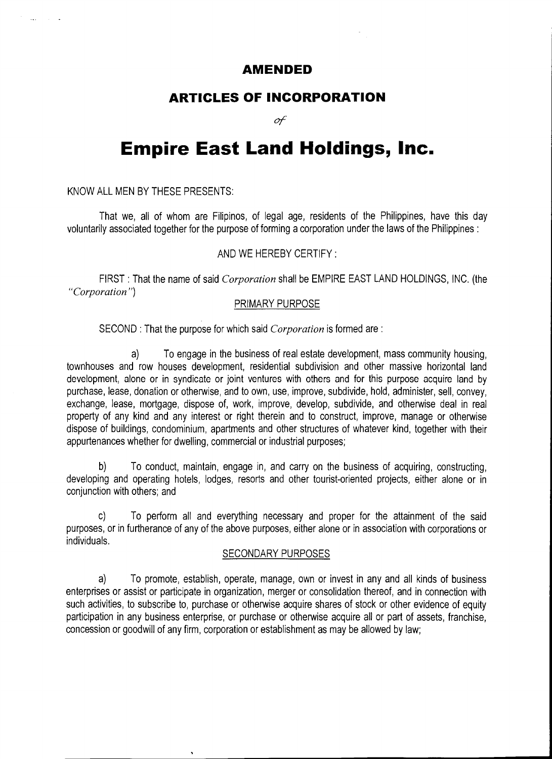# AMENDED

## ARTICLES OF INCORPORATION

*of*

# Empire East Land Holdings, Inc.

KNOW ALL MEN BY THESE PRESENTS:

That we, all of whom are Filipinos, of legal age, residents of the Philippines, have this day voluntarily associated together for the purpose of forming a corporation under the laws of the Philippines :

AND WE HEREBY CERTIFY :

FIRST : That the name of said *Corporation* shall be EMPIRE EAST LAND HOLDINGS, INC. (the *"Corporation"*)

PRIMARY PURPOSE

SECOND : That the purpose for which said *Corporation* is formed are :

a) To engage in the business of real estate development, mass community housing, townhouses and row houses development, residential subdivision and other massive horizontal land development, alone or in syndicate or joint ventures with others and for this purpose acquire land by purchase, lease, donation or otherwise, and to own, use, improve, subdivide, hold, administer, sell, convey, exchange, lease, mortgage, dispose of, work, improve, develop, subdivide, and otherwise deal in real property of any kind and any interest or right therein and to construct, improve, manage or otherwise dispose of buildings, condominium, apartments and other structures of whatever kind, together with their appurtenances whether for dwelling, commercial or industrial purposes;

b) To conduct, maintain, engage in, and carry on the business of acquiring, constructing, developing and operating hotels, lodges, resorts and other tourist-oriented projects, either alone or in conjunction with others; and

c) To perform all and everything necessary and proper for the attainment of the said purposes, or in furtherance of any of the above purposes, either alone or in association with corporations or individuals.

SECONDARY PURPOSES

a) To promote, establish, operate, manage, own or invest in any and all kinds of business enterprises or assist or participate in organization, merger or consolidation thereof, and in connection with such activities, to subscribe to, purchase or otherwise acquire shares of stock or other evidence of equity participation in any business enterprise, or purchase or otherwise acquire all or part of assets, franchise, concession or goodwill of any firm, corporation or establishment as may be allowed by law;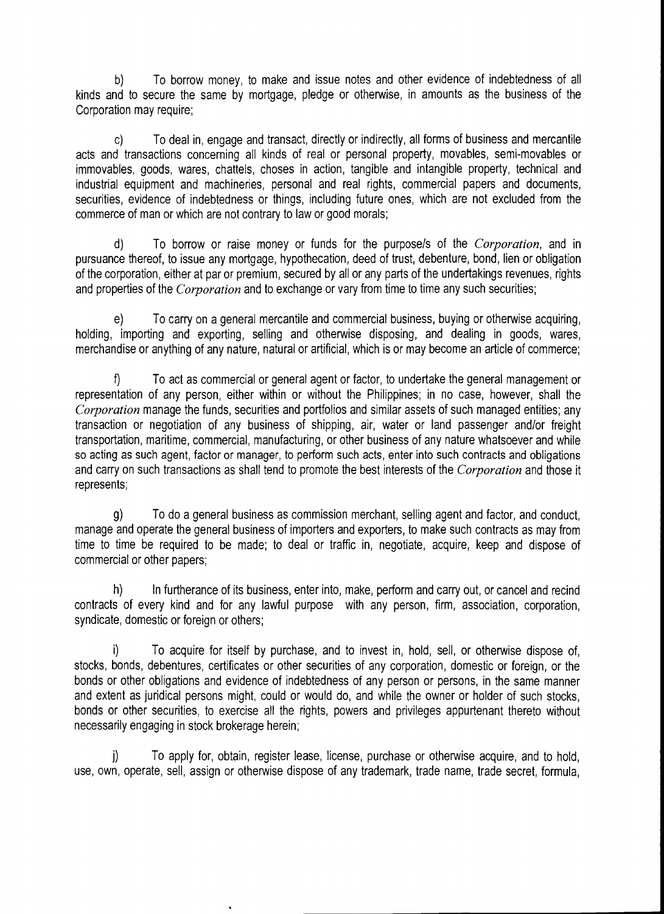b) To borrow money, to make and issue notes and other evidence of indebtedness of all kinds and to secure the same by mortgage, pledge or otherwise, in amounts as the business of the Corporation may require;

c) To deal in, engage and transact, directly or indirectly, all forms of business and mercantile acts and transactions concerning all kinds of real or personal property, movables, semi-movables or immovables, goods, wares, chattels, choses in action, tangible and intangible property, technical and industrial equipment and machineries, personal and real rights, commercial papers and documents, securities, evidence of indebtedness or things, including future ones, which are not excluded from the commerce of man or which are not contrary to law or good morals;

d) To borrow or raise money or funds for the purpose/s of the *Corporation*, and in pursuance thereof, to issue any mortgage, hypothecation, deed of trust, debenture, bond, lien or obligation of the corporation, either at par or premium, secured by all or any parts of the undertakings revenues, rights and properties of the *Corporation* and to exchange or vary from time to time any such securities;

e) To carry on a general mercantile and commercial business, buying or otherwise acquiring, holding, importing and exporting, selling and otherwise disposing, and dealing in goods, wares, merchandise or anything of any nature, natural or artificial, which is or may become an article of commerce;

f) To act as commercial or general agent or factor, to undertake the general management or representation of any person, either within or without the Philippines; in no case, however, shall the *Corporation* manage the funds, securities and portfolios and similar assets of such managed entities; any transaction or negotiation of any business of shipping, air, water or land passenger and/or freight transportation, maritime, commercial, manufacturing, or other business of any nature whatsoever and while so acting as such agent, factor or manager, to perform such acts, enter into such contracts and obligations and carry on such transactions as shall tend to promote the best interests of the *Corporation* and those it represents;

g) To do a general business as commission merchant, selling agent and factor, and conduct, manage and operate the general business of importers and exporters, to make such contracts as may from time to time be required to be made; to deal or traffic in, negotiate, acquire, keep and dispose of commercial or other papers;

h) In furtherance of its business, enter into, make, perform and carry out, or cancel and recind contracts of every kind and for any lawful purpose with any person, firm, association, corporation, syndicate, domestic or foreign or others;

i) To acquire for itself by purchase, and to invest in, hold, sell, or otherwise dispose of, stocks, bonds, debentures, certificates or other securities of any corporation, domestic or foreign, or the bonds or other obligations and evidence of indebtedness of any person or persons, in the same manner and extent as juridical persons might, could or would do, and while the owner or holder of such stocks, bonds or other securities, to exercise all the rights, powers and privileges appurtenant thereto without necessarily engaging in stock brokerage herein;

j) To apply for, obtain, register lease, license, purchase or otherwise acquire, and to hold, use, own, operate, sell, assign or otherwise dispose of any trademark, trade name, trade secret, formula,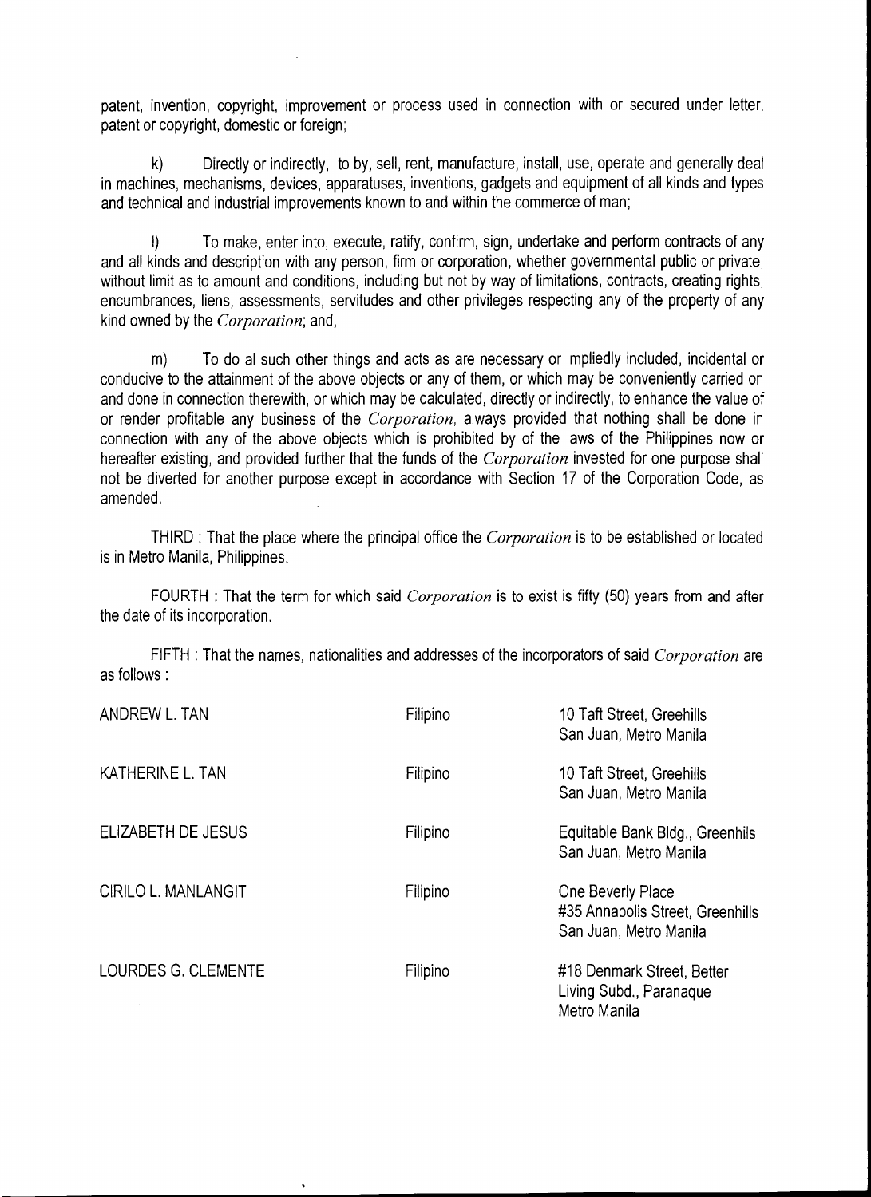patent, invention, copyright, improvement or process used in connection with or secured under letter, patent or copyright, domestic or foreign;

k) Directly or indirectly, to by, sell, rent, manufacture, install, use, operate and generally deal in machines, mechanisms, devices, apparatuses, inventions, gadgets and equipment of all kinds and types and technical and industrial improvements known to and within the commerce of man;

l) To make, enter into, execute, ratify, confirm, sign, undertake and perform contracts of any and all kinds and description with any person, firm or corporation, whether governmental public or private, without limit as to amount and conditions, including but not by way of limitations, contracts, creating rights, encumbrances, liens, assessments, servitudes and other privileges respecting any of the property of any kind owned by the *Corporation*; and,

m) To do al such other things and acts as are necessary or impliedly included, incidental or conducive to the attainment of the above objects or any of them, or which may be conveniently carried on and done in connection therewith, or which may be calculated, directly or indirectly, to enhance the value of or render profitable any business of the *Corporation*, always provided that nothing shall be done in connection with any of the above objects which is prohibited by of the laws of the Philippines now or hereafter existing, and provided further that the funds of the *Corporation* invested for one purpose shall not be diverted for another purpose except in accordance with Section 17 of the Corporation Code, as amended.

THIRD : That the place where the principal office the *Corporation* is to be established or located is in Metro Manila, Philippines.

FOURTH : That the term for which said *Corporation* is to exist is fifty (50) years from and after the date of its incorporation.

FIFTH : That the names, nationalities and addresses of the incorporators of said *Corporation* are as follows :

| | | |
|---|---|---|
| ANDREW L. TAN | Filipino | 10 Taft Street, Greehills San Juan, Metro Manila |
| KATHERINE L. TAN | Filipino | 10 Taft Street, Greehills San Juan, Metro Manila |
| ELIZABETH DE JESUS | Filipino | Equitable Bank Bldg., Greenhils San Juan, Metro Manila |
| CIRILO L. MANLANGIT | Filipino | One Beverly Place #35 Annapolis Street, Greenhills San Juan, Metro Manila |
| LOURDES G. CLEMENTE | Filipino | #18 Denmark Street, Better Living Subd., Paranaque Metro Manila |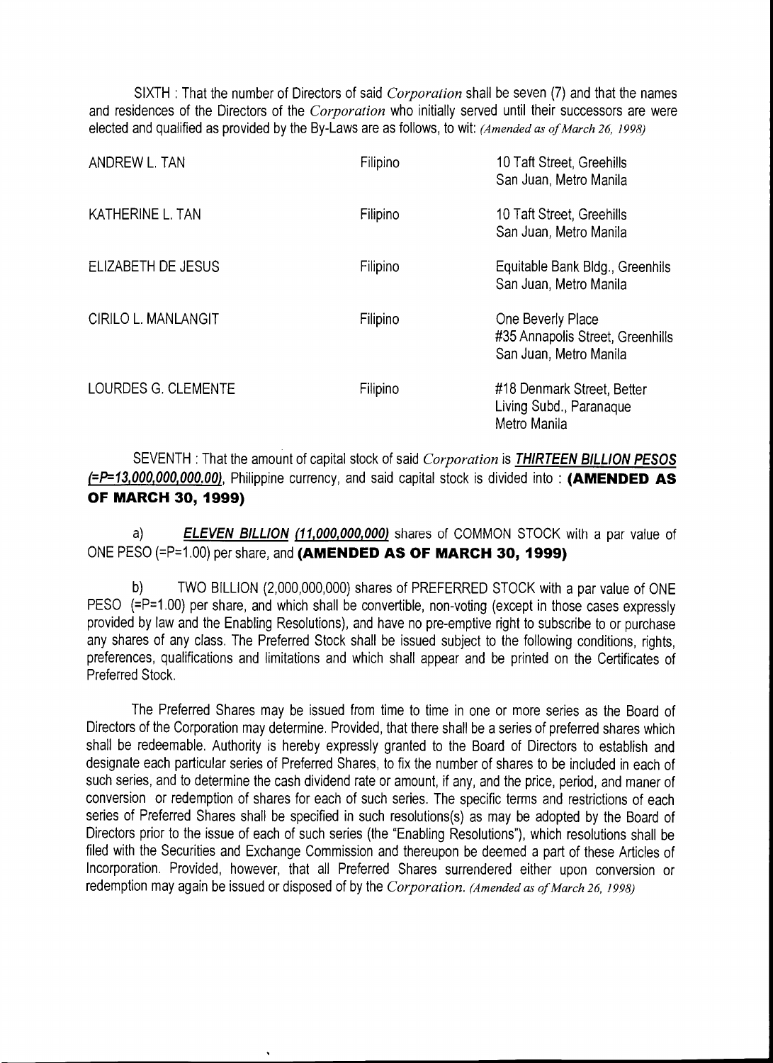SIXTH : That the number of Directors of said *Corporation* shall be seven (7) and that the names and residences of the Directors of the *Corporation* who initially served until their successors are were elected and qualified as provided by the By-Laws are as follows, to wit: *(Amended as of March 26, 1998)*

| | | |
|---|---|---|
| ANDREW L. TAN | Filipino | 10 Taft Street, Greehills San Juan, Metro Manila |
| KATHERINE L. TAN | Filipino | 10 Taft Street, Greehills San Juan, Metro Manila |
| ELIZABETH DE JESUS | Filipino | Equitable Bank Bldg., Greenhils San Juan, Metro Manila |
| CIRILO L. MANLANGIT | Filipino | One Beverly Place #35 Annapolis Street, Greenhills San Juan, Metro Manila |
| LOURDES G. CLEMENTE | Filipino | #18 Denmark Street, Better Living Subd., Paranaque Metro Manila |

SEVENTH : That the amount of capital stock of said *Corporation* is ***THIRTEEN BILLION PESOS (=P=13,000,000,000.00)***, Philippine currency, and said capital stock is divided into : **(AMENDED AS OF MARCH 30, 1999)**

a) ***ELEVEN BILLION (11,000,000,000)*** shares of COMMON STOCK with a par value of ONE PESO (=P=1.00) per share, and **(AMENDED AS OF MARCH 30, 1999)**

b) TWO BILLION (2,000,000,000) shares of PREFERRED STOCK with a par value of ONE PESO (=P=1.00) per share, and which shall be convertible, non-voting (except in those cases expressly provided by law and the Enabling Resolutions), and have no pre-emptive right to subscribe to or purchase any shares of any class. The Preferred Stock shall be issued subject to the following conditions, rights, preferences, qualifications and limitations and which shall appear and be printed on the Certificates of Preferred Stock.

The Preferred Shares may be issued from time to time in one or more series as the Board of Directors of the Corporation may determine. Provided, that there shall be a series of preferred shares which shall be redeemable. Authority is hereby expressly granted to the Board of Directors to establish and designate each particular series of Preferred Shares, to fix the number of shares to be included in each of such series, and to determine the cash dividend rate or amount, if any, and the price, period, and maner of conversion or redemption of shares for each of such series. The specific terms and restrictions of each series of Preferred Shares shall be specified in such resolutions(s) as may be adopted by the Board of Directors prior to the issue of each of such series (the "Enabling Resolutions"), which resolutions shall be filed with the Securities and Exchange Commission and thereupon be deemed a part of these Articles of Incorporation. Provided, however, that all Preferred Shares surrendered either upon conversion or redemption may again be issued or disposed of by the *Corporation. (Amended as of March 26, 1998)*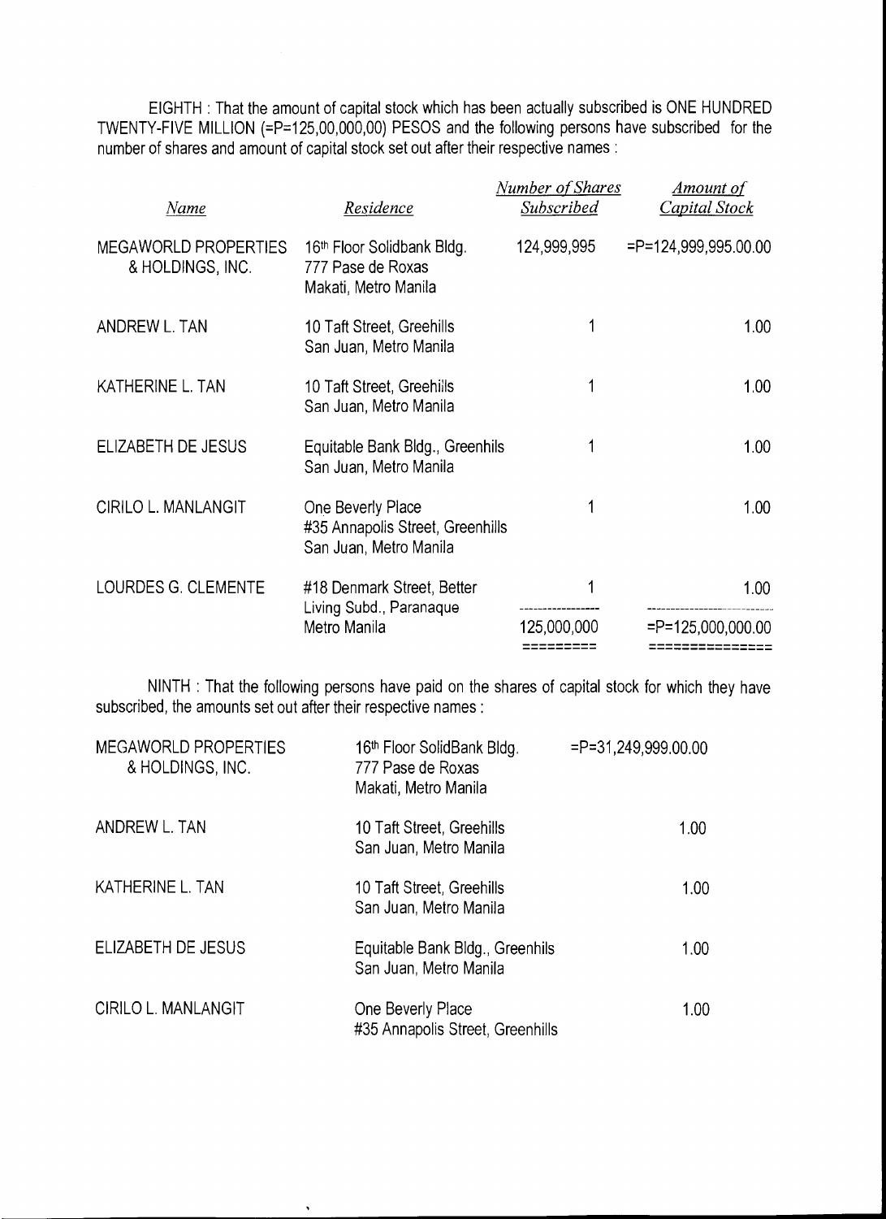EIGHTH : That the amount of capital stock which has been actually subscribed is ONE HUNDRED TWENTY-FIVE MILLION (=P=125,00,000,00) PESOS and the following persons have subscribed for the number of shares and amount of capital stock set out after their respective names :

| *Name* | *Residence* | *Number of Shares Subscribed* | *Amount of Capital Stock* |
|---|---|---|---|
| MEGAWORLD PROPERTIES & HOLDINGS, INC. | 16th Floor Solidbank Bldg. 777 Pase de Roxas Makati, Metro Manila | 124,999,995 | =P=124,999,995.00.00 |
| ANDREW L. TAN | 10 Taft Street, Greehills San Juan, Metro Manila | 1 | 1.00 |
| KATHERINE L. TAN | 10 Taft Street, Greehills San Juan, Metro Manila | 1 | 1.00 |
| ELIZABETH DE JESUS | Equitable Bank Bldg., Greenhils San Juan, Metro Manila | 1 | 1.00 |
| CIRILO L. MANLANGIT | One Beverly Place #35 Annapolis Street, Greenhills San Juan, Metro Manila | 1 | 1.00 |
| LOURDES G. CLEMENTE | #18 Denmark Street, Better Living Subd., Paranaque Metro Manila | 1 | 1.00 |
| | | 125,000,000 | =P=125,000,000.00 |

NINTH : That the following persons have paid on the shares of capital stock for which they have subscribed, the amounts set out after their respective names :

| | | |
|---|---|---|
| MEGAWORLD PROPERTIES & HOLDINGS, INC. | 16th Floor SolidBank Bldg. 777 Pase de Roxas Makati, Metro Manila | =P=31,249,999.00.00 |
| ANDREW L. TAN | 10 Taft Street, Greehills San Juan, Metro Manila | 1.00 |
| KATHERINE L. TAN | 10 Taft Street, Greehills San Juan, Metro Manila | 1.00 |
| ELIZABETH DE JESUS | Equitable Bank Bldg., Greenhils San Juan, Metro Manila | 1.00 |
| CIRILO L. MANLANGIT | One Beverly Place #35 Annapolis Street, Greenhills | 1.00 |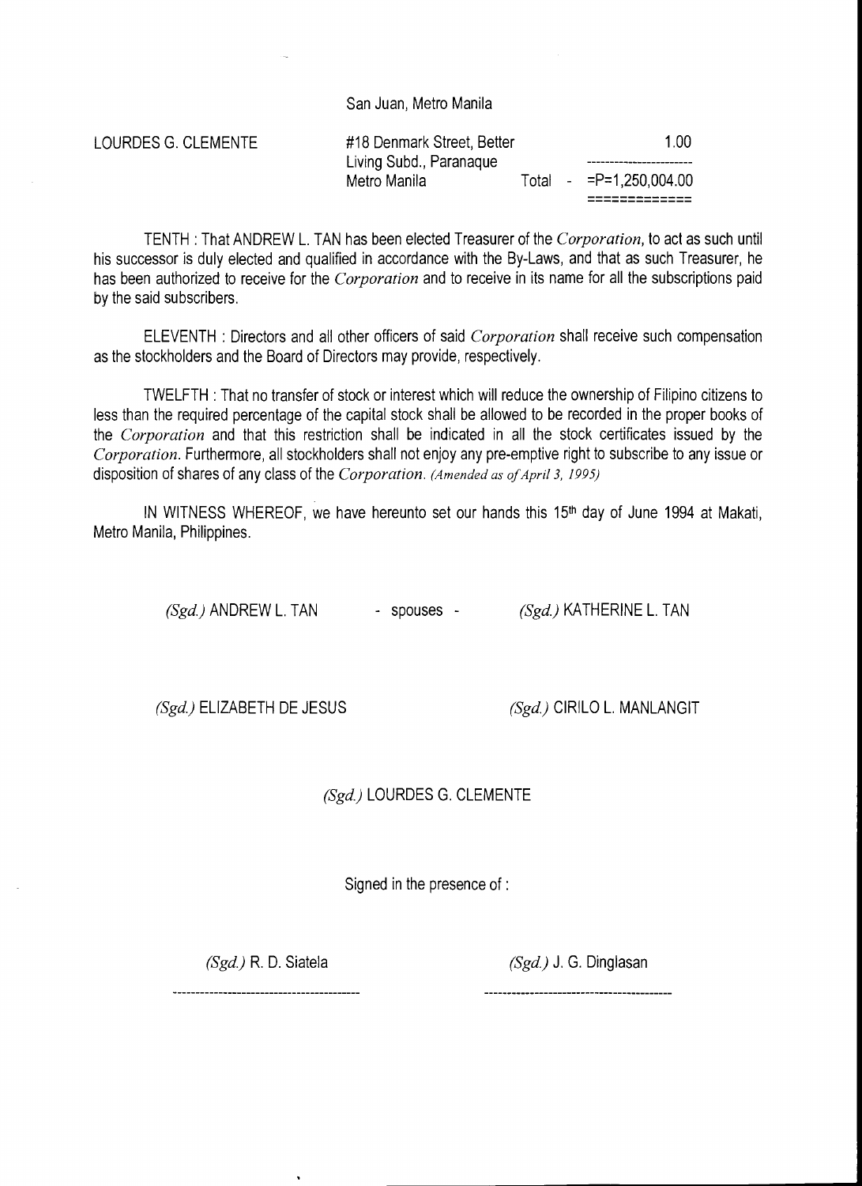San Juan, Metro Manila

| | | | |
|---|---|---|---|
| LOURDES G. CLEMENTE | #18 Denmark Street, Better Living Subd., Paranaque Metro Manila | | 1.00 |
| | | Total - | =P=1,250,004.00 |

TENTH : That ANDREW L. TAN has been elected Treasurer of the *Corporation*, to act as such until his successor is duly elected and qualified in accordance with the By-Laws, and that as such Treasurer, he has been authorized to receive for the *Corporation* and to receive in its name for all the subscriptions paid by the said subscribers.

ELEVENTH : Directors and all other officers of said *Corporation* shall receive such compensation as the stockholders and the Board of Directors may provide, respectively.

TWELFTH : That no transfer of stock or interest which will reduce the ownership of Filipino citizens to less than the required percentage of the capital stock shall be allowed to be recorded in the proper books of the *Corporation* and that this restriction shall be indicated in all the stock certificates issued by the *Corporation*. Furthermore, all stockholders shall not enjoy any pre-emptive right to subscribe to any issue or disposition of shares of any class of the *Corporation*. *(Amended as of April 3, 1995)*

IN WITNESS WHEREOF, we have hereunto set our hands this 15th day of June 1994 at Makati, Metro Manila, Philippines.

*(Sgd.)* ANDREW L. TAN - spouses - *(Sgd.)* KATHERINE L. TAN

*(Sgd.)* ELIZABETH DE JESUS *(Sgd.)* CIRILO L. MANLANGIT

*(Sgd.)* LOURDES G. CLEMENTE

Signed in the presence of :

*(Sgd.)* R. D. Siatela *(Sgd.)* J. G. Dinglasan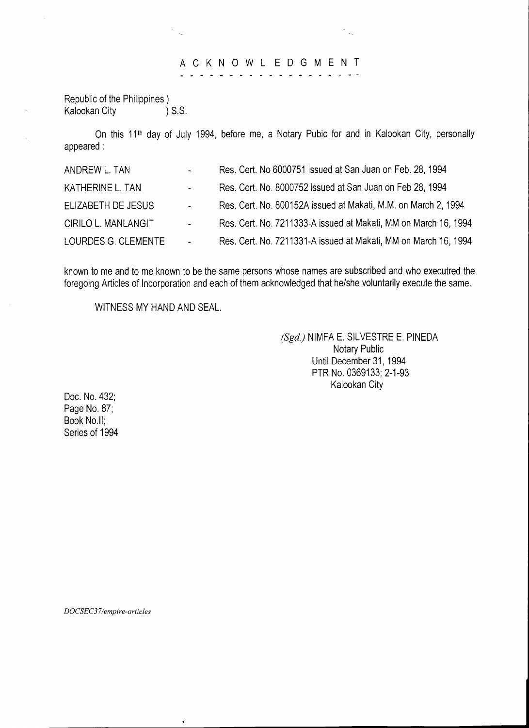# A C K N O W L E D G M E N T

Republic of the Philippines )
Kalookan City ) S.S.

On this 11th day of July 1994, before me, a Notary Pubic for and in Kalookan City, personally appeared :

| | | |
|---|---|---|
| ANDREW L. TAN | - | Res. Cert. No 6000751 issued at San Juan on Feb. 28, 1994 |
| KATHERINE L. TAN | - | Res. Cert. No. 8000752 issued at San Juan on Feb 28, 1994 |
| ELIZABETH DE JESUS | - | Res. Cert. No. 800152A issued at Makati, M.M. on March 2, 1994 |
| CIRILO L. MANLANGIT | - | Res. Cert. No. 7211333-A issued at Makati, MM on March 16, 1994 |
| LOURDES G. CLEMENTE | - | Res. Cert. No. 7211331-A issued at Makati, MM on March 16, 1994 |

known to me and to me known to be the same persons whose names are subscribed and who executred the foregoing Articles of Incorporation and each of them acknowledged that he/she voluntarily execute the same.

WITNESS MY HAND AND SEAL.

*(Sgd.)* NIMFA E. SILVESTRE E. PINEDA
Notary Public
Until December 31, 1994
PTR No. 0369133; 2-1-93
Kalookan City

Doc. No. 432;
Page No. 87;
Book No.II;
Series of 1994

*DOCSEC37/empire-articles*